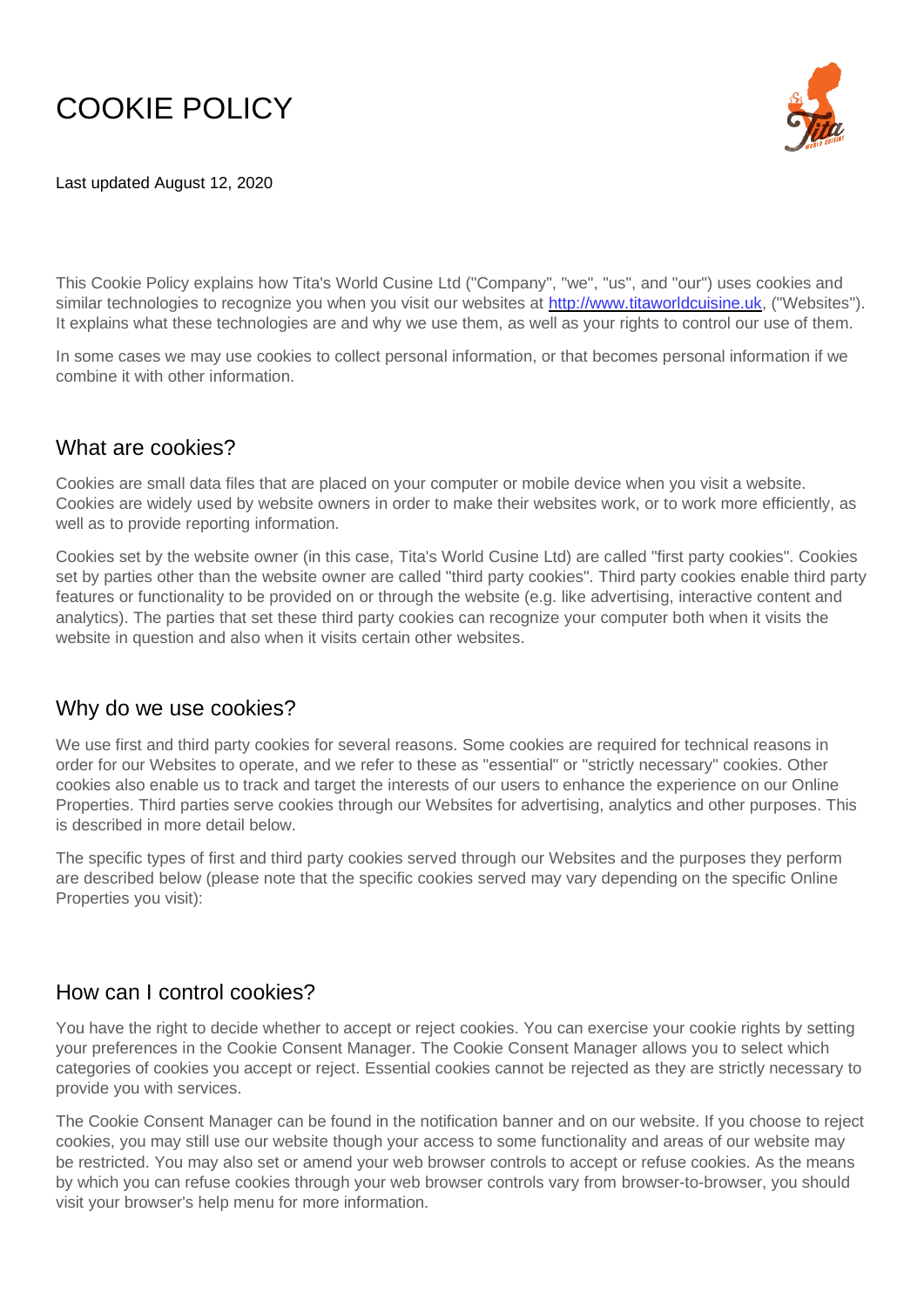# COOKIE POLICY

Last updated August 12, 2020

This Cookie Policy explains how Tita's World Cusine Ltd ("Company", "we", "us", and "our") uses cookies and similar technologies to recognize you when you visit our websites at [http://www.titaworldcuisine.uk](http://www.titaworldcuisine.uk), ("Websites"). It explains what these technologies are and why we use them, as well as your rights to control our use of them.

In some cases we may use cookies to collect personal information, or that becomes personal information if we combine it with other information.

## What are cookies?

Cookies are small data files that are placed on your computer or mobile device when you visit a website. Cookies are widely used by website owners in order to make their websites work, or to work more efficiently, as well as to provide reporting information.

Cookies set by the website owner (in this case, Tita's World Cusine Ltd) are called "first party cookies". Cookies set by parties other than the website owner are called "third party cookies". Third party cookies enable third party features or functionality to be provided on or through the website (e.g. like advertising, interactive content and analytics). The parties that set these third party cookies can recognize your computer both when it visits the website in question and also when it visits certain other websites.

## Why do we use cookies?

We use first and third party cookies for several reasons. Some cookies are required for technical reasons in order for our Websites to operate, and we refer to these as "essential" or "strictly necessary" cookies. Other cookies also enable us to track and target the interests of our users to enhance the experience on our Online Properties. Third parties serve cookies through our Websites for advertising, analytics and other purposes. This is described in more detail below.

The specific types of first and third party cookies served through our Websites and the purposes they perform are described below (please note that the specific cookies served may vary depending on the specific Online Properties you visit):

## How can I control cookies?

You have the right to decide whether to accept or reject cookies. You can exercise your cookie rights by setting your preferences in the Cookie Consent Manager. The Cookie Consent Manager allows you to select which categories of cookies you accept or reject. Essential cookies cannot be rejected as they are strictly necessary to provide you with services.

The Cookie Consent Manager can be found in the notification banner and on our website. If you choose to reject cookies, you may still use our website though your access to some functionality and areas of our website may be restricted. You may also set or amend your web browser controls to accept or refuse cookies. As the means by which you can refuse cookies through your web browser controls vary from browser-to-browser, you should visit your browser's help menu for more information.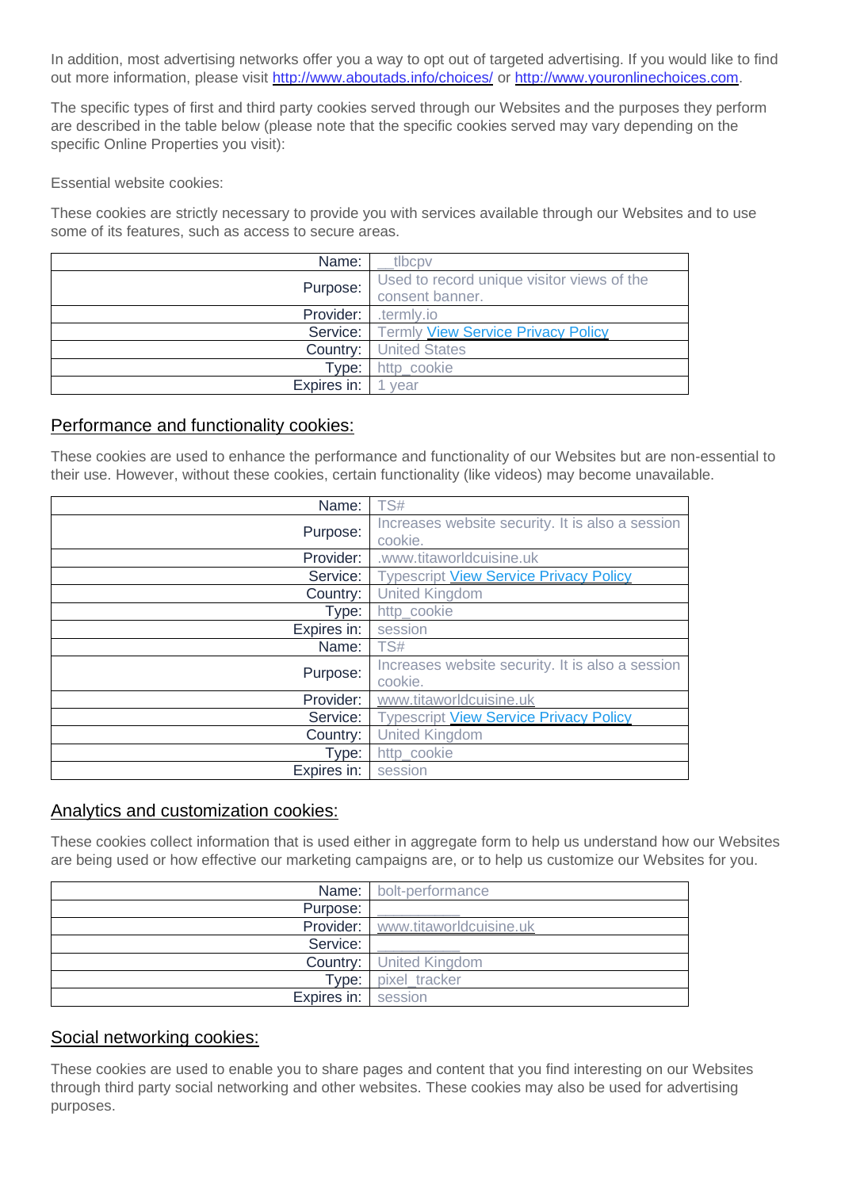In addition, most advertising networks offer you a way to opt out of targeted advertising. If you would like to find out more information, please visit [http://www.aboutads.info/choices/](http://www.aboutads.info/choices/) or [http://www.youronlinechoices.com](http://www.youronlinechoices.com).

The specific types of first and third party cookies served through our Websites and the purposes they perform are described in the table below (please note that the specific cookies served may vary depending on the specific Online Properties you visit):

Essential website cookies:

These cookies are strictly necessary to provide you with services available through our Websites and to use some of its features, such as access to secure areas.

| | |
|---:|---|
| Name: | __tlbcpv |
| Purpose: | Used to record unique visitor views of the consent banner. |
| Provider: | .termly.io |
| Service: | Termly [View Service Privacy Policy]() |
| Country: | United States |
| Type: | http_cookie |
| Expires in: | 1 year |

## Performance and functionality cookies:

These cookies are used to enhance the performance and functionality of our Websites but are non-essential to their use. However, without these cookies, certain functionality (like videos) may become unavailable.

| | |
|---:|---|
| Name: | TS# |
| Purpose: | Increases website security. It is also a session cookie. |
| Provider: | .www.titaworldcuisine.uk |
| Service: | Typescript [View Service Privacy Policy]() |
| Country: | United Kingdom |
| Type: | http_cookie |
| Expires in: | session |
| Name: | TS# |
| Purpose: | Increases website security. It is also a session cookie. |
| Provider: | www.titaworldcuisine.uk |
| Service: | Typescript [View Service Privacy Policy]() |
| Country: | United Kingdom |
| Type: | http_cookie |
| Expires in: | session |

## Analytics and customization cookies:

These cookies collect information that is used either in aggregate form to help us understand how our Websites are being used or how effective our marketing campaigns are, or to help us customize our Websites for you.

| | |
|---:|---|
| Name: | bolt-performance |
| Purpose: | __________ |
| Provider: | www.titaworldcuisine.uk |
| Service: | __________ |
| Country: | United Kingdom |
| Type: | pixel_tracker |
| Expires in: | session |

## Social networking cookies:

These cookies are used to enable you to share pages and content that you find interesting on our Websites through third party social networking and other websites. These cookies may also be used for advertising purposes.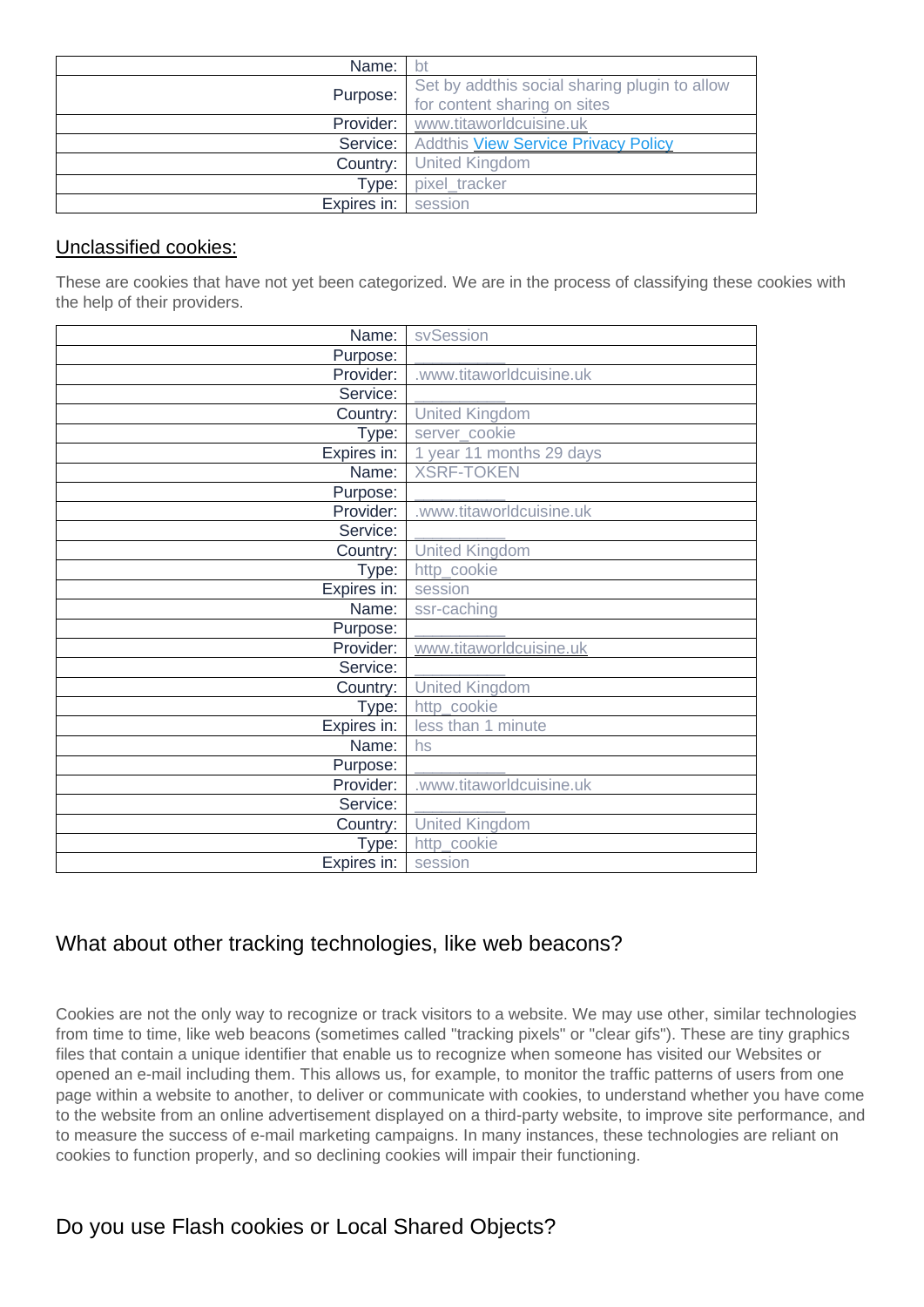| Name: | bt |
|---|---|
| Purpose: | Set by addthis social sharing plugin to allow for content sharing on sites |
| Provider: | www.titaworldcuisine.uk |
| Service: | Addthis View Service Privacy Policy |
| Country: | United Kingdom |
| Type: | pixel_tracker |
| Expires in: | session |

## Unclassified cookies:

These are cookies that have not yet been categorized. We are in the process of classifying these cookies with the help of their providers.

| Name: | svSession |
|---|---|
| Purpose: | __________ |
| Provider: | .www.titaworldcuisine.uk |
| Service: | __________ |
| Country: | United Kingdom |
| Type: | server_cookie |
| Expires in: | 1 year 11 months 29 days |
| Name: | XSRF-TOKEN |
| Purpose: | __________ |
| Provider: | .www.titaworldcuisine.uk |
| Service: | __________ |
| Country: | United Kingdom |
| Type: | http_cookie |
| Expires in: | session |
| Name: | ssr-caching |
| Purpose: | __________ |
| Provider: | www.titaworldcuisine.uk |
| Service: | __________ |
| Country: | United Kingdom |
| Type: | http_cookie |
| Expires in: | less than 1 minute |
| Name: | hs |
| Purpose: | __________ |
| Provider: | .www.titaworldcuisine.uk |
| Service: | __________ |
| Country: | United Kingdom |
| Type: | http_cookie |
| Expires in: | session |

## What about other tracking technologies, like web beacons?

Cookies are not the only way to recognize or track visitors to a website. We may use other, similar technologies from time to time, like web beacons (sometimes called "tracking pixels" or "clear gifs"). These are tiny graphics files that contain a unique identifier that enable us to recognize when someone has visited our Websites or opened an e-mail including them. This allows us, for example, to monitor the traffic patterns of users from one page within a website to another, to deliver or communicate with cookies, to understand whether you have come to the website from an online advertisement displayed on a third-party website, to improve site performance, and to measure the success of e-mail marketing campaigns. In many instances, these technologies are reliant on cookies to function properly, and so declining cookies will impair their functioning.

## Do you use Flash cookies or Local Shared Objects?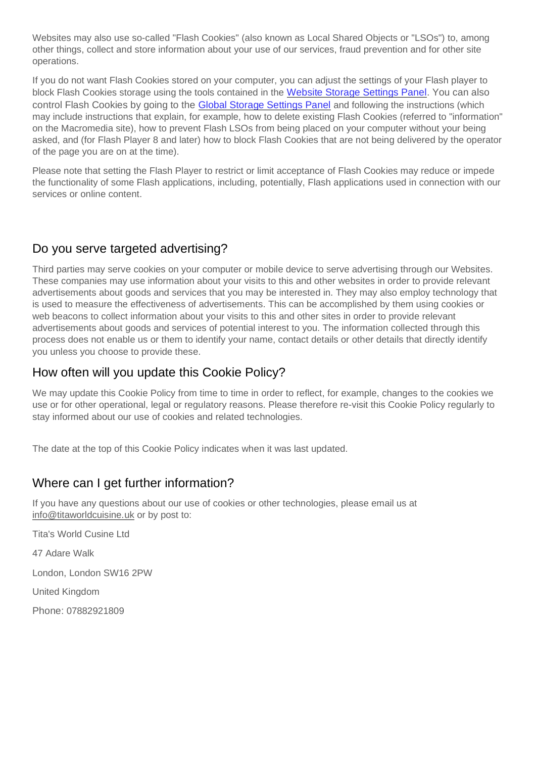Websites may also use so-called "Flash Cookies" (also known as Local Shared Objects or "LSOs") to, among other things, collect and store information about your use of our services, fraud prevention and for other site operations.

If you do not want Flash Cookies stored on your computer, you can adjust the settings of your Flash player to block Flash Cookies storage using the tools contained in the [Website Storage Settings Panel](). You can also control Flash Cookies by going to the [Global Storage Settings Panel]() and following the instructions (which may include instructions that explain, for example, how to delete existing Flash Cookies (referred to "information" on the Macromedia site), how to prevent Flash LSOs from being placed on your computer without your being asked, and (for Flash Player 8 and later) how to block Flash Cookies that are not being delivered by the operator of the page you are on at the time).

Please note that setting the Flash Player to restrict or limit acceptance of Flash Cookies may reduce or impede the functionality of some Flash applications, including, potentially, Flash applications used in connection with our services or online content.

## Do you serve targeted advertising?

Third parties may serve cookies on your computer or mobile device to serve advertising through our Websites. These companies may use information about your visits to this and other websites in order to provide relevant advertisements about goods and services that you may be interested in. They may also employ technology that is used to measure the effectiveness of advertisements. This can be accomplished by them using cookies or web beacons to collect information about your visits to this and other sites in order to provide relevant advertisements about goods and services of potential interest to you. The information collected through this process does not enable us or them to identify your name, contact details or other details that directly identify you unless you choose to provide these.

## How often will you update this Cookie Policy?

We may update this Cookie Policy from time to time in order to reflect, for example, changes to the cookies we use or for other operational, legal or regulatory reasons. Please therefore re-visit this Cookie Policy regularly to stay informed about our use of cookies and related technologies.

The date at the top of this Cookie Policy indicates when it was last updated.

## Where can I get further information?

If you have any questions about our use of cookies or other technologies, please email us at info@titaworldcuisine.uk or by post to:

Tita's World Cusine Ltd

47 Adare Walk

London, London SW16 2PW

United Kingdom

Phone: 07882921809